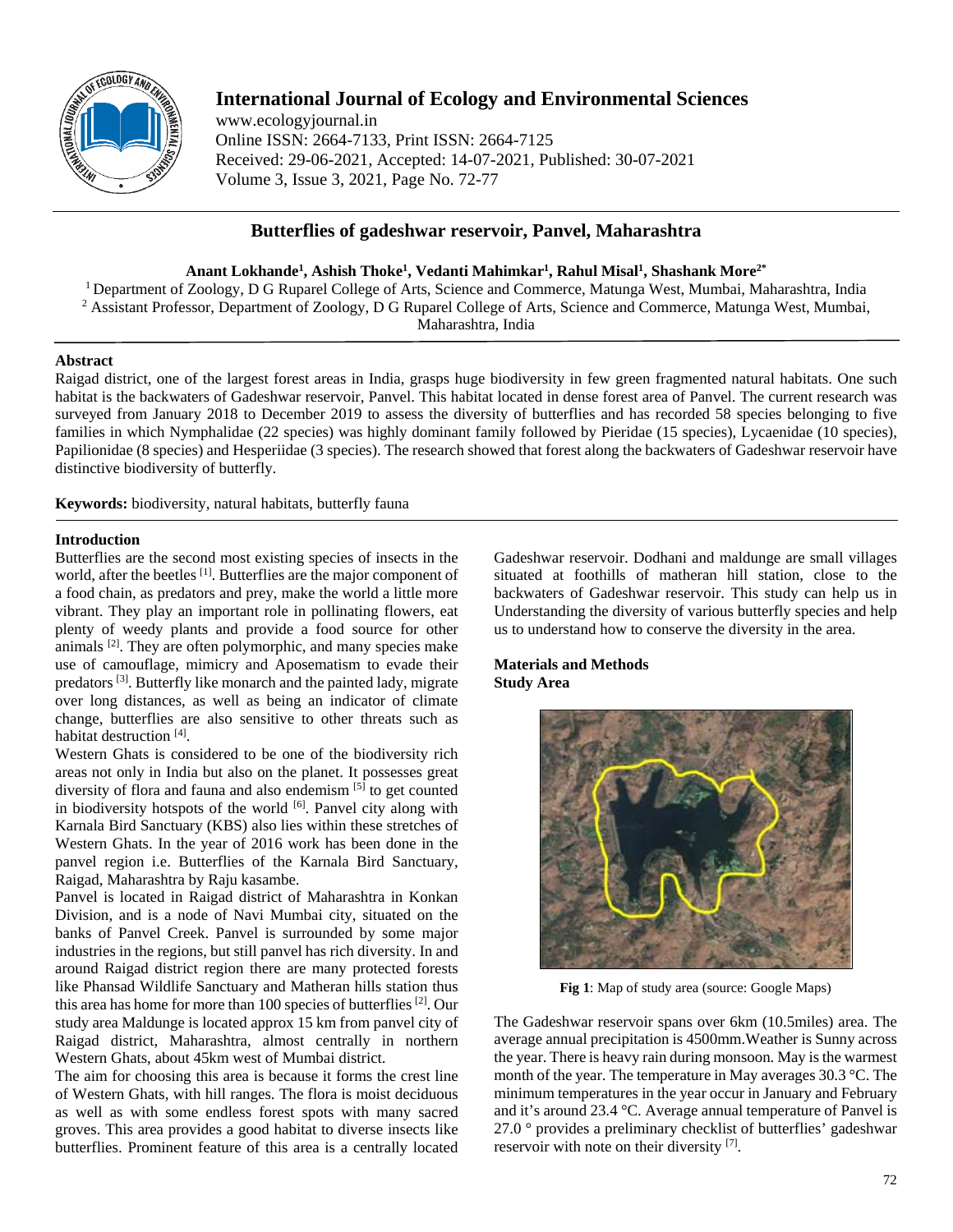# International Journal of Ecology and Environmental Sciences

www.ecologyjournal.in
Online ISSN: 2664-7133, Print ISSN: 2664-7125
Received: 29-06-2021, Accepted: 14-07-2021, Published: 30-07-2021
Volume 3, Issue 3, 2021, Page No. 72-77

## Butterflies of gadeshwar reservoir, Panvel, Maharashtra

**Anant Lokhande[1], Ashish Thoke[1], Vedanti Mahimkar[1], Rahul Misal[1], Shashank More[2*]**

[1] Department of Zoology, D G Ruparel College of Arts, Science and Commerce, Matunga West, Mumbai, Maharashtra, India
[2] Assistant Professor, Department of Zoology, D G Ruparel College of Arts, Science and Commerce, Matunga West, Mumbai, Maharashtra, India

### Abstract

Raigad district, one of the largest forest areas in India, grasps huge biodiversity in few green fragmented natural habitats. One such habitat is the backwaters of Gadeshwar reservoir, Panvel. This habitat located in dense forest area of Panvel. The current research was surveyed from January 2018 to December 2019 to assess the diversity of butterflies and has recorded 58 species belonging to five families in which Nymphalidae (22 species) was highly dominant family followed by Pieridae (15 species), Lycaenidae (10 species), Papilionidae (8 species) and Hesperiidae (3 species). The research showed that forest along the backwaters of Gadeshwar reservoir have distinctive biodiversity of butterfly.

**Keywords:** biodiversity, natural habitats, butterfly fauna

### Introduction

Butterflies are the second most existing species of insects in the world, after the beetles [1]. Butterflies are the major component of a food chain, as predators and prey, make the world a little more vibrant. They play an important role in pollinating flowers, eat plenty of weedy plants and provide a food source for other animals [2]. They are often polymorphic, and many species make use of camouflage, mimicry and Aposematism to evade their predators [3]. Butterfly like monarch and the painted lady, migrate over long distances, as well as being an indicator of climate change, butterflies are also sensitive to other threats such as habitat destruction [4].

Western Ghats is considered to be one of the biodiversity rich areas not only in India but also on the planet. It possesses great diversity of flora and fauna and also endemism [5] to get counted in biodiversity hotspots of the world [6]. Panvel city along with Karnala Bird Sanctuary (KBS) also lies within these stretches of Western Ghats. In the year of 2016 work has been done in the panvel region i.e. Butterflies of the Karnala Bird Sanctuary, Raigad, Maharashtra by Raju kasambe.

Panvel is located in Raigad district of Maharashtra in Konkan Division, and is a node of Navi Mumbai city, situated on the banks of Panvel Creek. Panvel is surrounded by some major industries in the regions, but still panvel has rich diversity. In and around Raigad district region there are many protected forests like Phansad Wildlife Sanctuary and Matheran hills station thus this area has home for more than 100 species of butterflies [2]. Our study area Maldunge is located approx 15 km from panvel city of Raigad district, Maharashtra, almost centrally in northern Western Ghats, about 45km west of Mumbai district.

The aim for choosing this area is because it forms the crest line of Western Ghats, with hill ranges. The flora is moist deciduous as well as with some endless forest spots with many sacred groves. This area provides a good habitat to diverse insects like butterflies. Prominent feature of this area is a centrally located Gadeshwar reservoir. Dodhani and maldunge are small villages situated at foothills of matheran hill station, close to the backwaters of Gadeshwar reservoir. This study can help us in Understanding the diversity of various butterfly species and help us to understand how to conserve the diversity in the area.

### Materials and Methods

#### Study Area

**Fig 1**: Map of study area (source: Google Maps)

The Gadeshwar reservoir spans over 6km (10.5miles) area. The average annual precipitation is 4500mm.Weather is Sunny across the year. There is heavy rain during monsoon. May is the warmest month of the year. The temperature in May averages 30.3 °C. The minimum temperatures in the year occur in January and February and it's around 23.4 °C. Average annual temperature of Panvel is 27.0 ° provides a preliminary checklist of butterflies' gadeshwar reservoir with note on their diversity [7].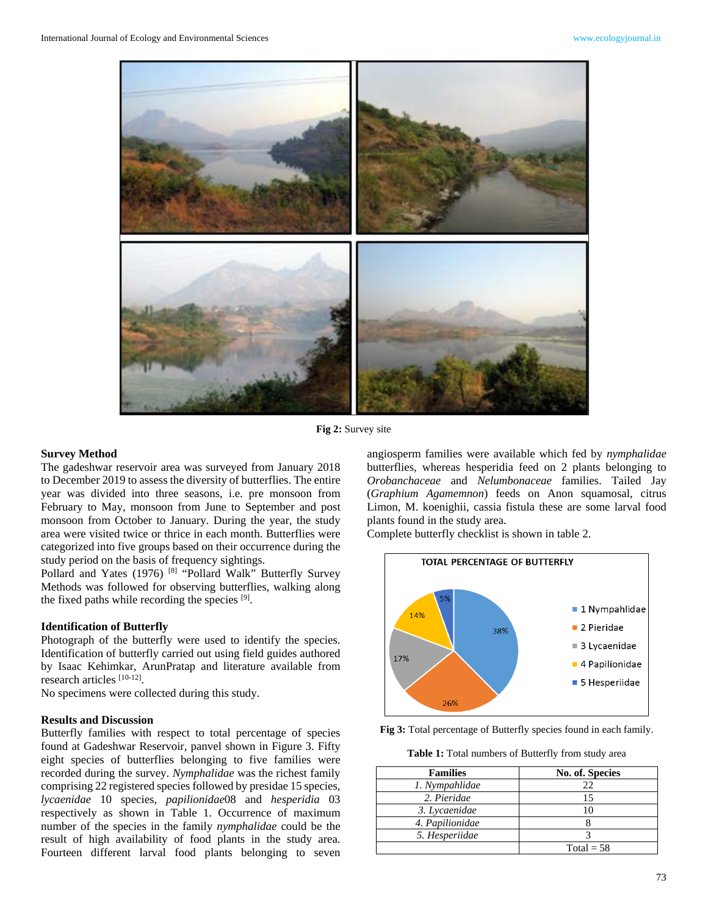Fig 2: Survey site

### Survey Method

The gadeshwar reservoir area was surveyed from January 2018 to December 2019 to assess the diversity of butterflies. The entire year was divided into three seasons, i.e. pre monsoon from February to May, monsoon from June to September and post monsoon from October to January. During the year, the study area were visited twice or thrice in each month. Butterflies were categorized into five groups based on their occurrence during the study period on the basis of frequency sightings.

Pollard and Yates (1976) [8] "Pollard Walk" Butterfly Survey Methods was followed for observing butterflies, walking along the fixed paths while recording the species [9].

### Identification of Butterfly

Photograph of the butterfly were used to identify the species. Identification of butterfly carried out using field guides authored by Isaac Kehimkar, ArunPratap and literature available from research articles [10-12].

No specimens were collected during this study.

### Results and Discussion

Butterfly families with respect to total percentage of species found at Gadeshwar Reservoir, panvel shown in Figure 3. Fifty eight species of butterflies belonging to five families were recorded during the survey. *Nymphalidae* was the richest family comprising 22 registered species followed by presidae 15 species, *lycaenidae* 10 species, *papilionidae*08 and *hesperidia* 03 respectively as shown in Table 1. Occurrence of maximum number of the species in the family *nymphalidae* could be the result of high availability of food plants in the study area. Fourteen different larval food plants belonging to seven angiosperm families were available which fed by *nymphalidae* butterflies, whereas hesperidia feed on 2 plants belonging to *Orobanchaceae* and *Nelumbonaceae* families. Tailed Jay (*Graphium Agamemnon*) feeds on Anon squamosal, citrus Limon, M. koenighii, cassia fistula these are some larval food plants found in the study area.

Complete butterfly checklist is shown in table 2.

TOTAL PERCENTAGE OF BUTTERFLY

- 1 Nympahlidae: 38%
- 2 Pieridae: 26%
- 3 Lycaenidae: 17%
- 4 Papilionidae: 14%
- 5 Hesperiidae: 5%

**Fig 3:** Total percentage of Butterfly species found in each family.

**Table 1:** Total numbers of Butterfly from study area

| Families | No. of. Species |
|---|---|
| 1. *Nympahlidae* | 22 |
| 2. *Pieridae* | 15 |
| 3. *Lycaenidae* | 10 |
| 4. *Papilionidae* | 8 |
| 5. *Hesperiidae* | 3 |
| | Total = 58 |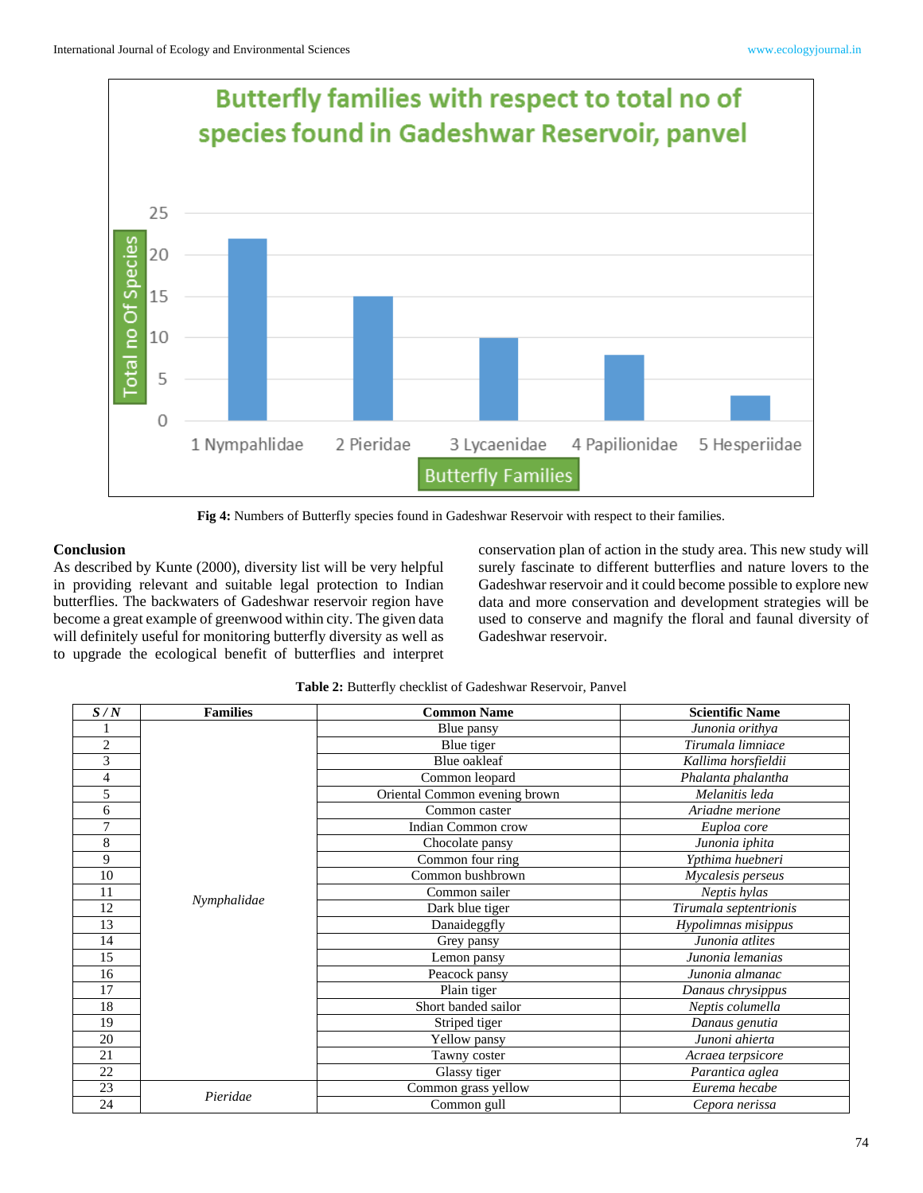Fig 4: Numbers of Butterfly species found in Gadeshwar Reservoir with respect to their families.

## Conclusion

As described by Kunte (2000), diversity list will be very helpful in providing relevant and suitable legal protection to Indian butterflies. The backwaters of Gadeshwar reservoir region have become a great example of greenwood within city. The given data will definitely useful for monitoring butterfly diversity as well as to upgrade the ecological benefit of butterflies and interpret conservation plan of action in the study area. This new study will surely fascinate to different butterflies and nature lovers to the Gadeshwar reservoir and it could become possible to explore new data and more conservation and development strategies will be used to conserve and magnify the floral and faunal diversity of Gadeshwar reservoir.

**Table 2:** Butterfly checklist of Gadeshwar Reservoir, Panvel

| *S / N* | Families | Common Name | Scientific Name |
|---|---|---|---|
| 1 | *Nymphalidae* | Blue pansy | *Junonia orithya* |
| 2 | | Blue tiger | *Tirumala limniace* |
| 3 | | Blue oakleaf | *Kallima horsfieldii* |
| 4 | | Common leopard | *Phalanta phalantha* |
| 5 | | Oriental Common evening brown | *Melanitis leda* |
| 6 | | Common caster | *Ariadne merione* |
| 7 | | Indian Common crow | *Euploa core* |
| 8 | | Chocolate pansy | *Junonia iphita* |
| 9 | | Common four ring | *Ypthima huebneri* |
| 10 | | Common bushbrown | *Mycalesis perseus* |
| 11 | | Common sailer | *Neptis hylas* |
| 12 | | Dark blue tiger | *Tirumala septentrionis* |
| 13 | | Danaideggfly | *Hypolimnas misippus* |
| 14 | | Grey pansy | *Junonia atlites* |
| 15 | | Lemon pansy | *Junonia lemanias* |
| 16 | | Peacock pansy | *Junonia almanac* |
| 17 | | Plain tiger | *Danaus chrysippus* |
| 18 | | Short banded sailor | *Neptis columella* |
| 19 | | Striped tiger | *Danaus genutia* |
| 20 | | Yellow pansy | *Junoni ahierta* |
| 21 | | Tawny coster | *Acraea terpsicore* |
| 22 | | Glassy tiger | *Parantica aglea* |
| 23 | *Pieridae* | Common grass yellow | *Eurema hecabe* |
| 24 | | Common gull | *Cepora nerissa* |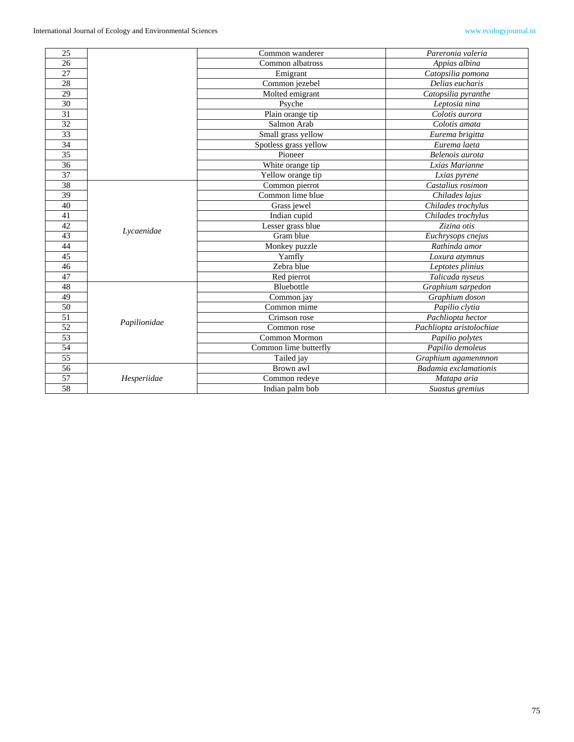| | | | |
|---|---|---|---|
| 25 | | Common wanderer | *Pareronia valeria* |
| 26 | | Common albatross | *Appias albina* |
| 27 | | Emigrant | *Catopsilia pomona* |
| 28 | | Common jezebel | *Delias eucharis* |
| 29 | | Molted emigrant | *Catopsilia pyranthe* |
| 30 | | Psyche | *Leptosia nina* |
| 31 | | Plain orange tip | *Colotis aurora* |
| 32 | | Salmon Arab | *Colotis amata* |
| 33 | | Small grass yellow | *Eurema brigitta* |
| 34 | | Spotless grass yellow | *Eurema laeta* |
| 35 | | Pioneer | *Belenois aurota* |
| 36 | | White orange tip | *Lxias Marianne* |
| 37 | | Yellow orange tip | *Lxias pyrene* |
| 38 | *Lycaenidae* | Common pierrot | *Castalius rosimon* |
| 39 | | Common lime blue | *Chilades lajus* |
| 40 | | Grass jewel | *Chilades trochylus* |
| 41 | | Indian cupid | *Chilades trochylus* |
| 42 | | Lesser grass blue | *Zizina otis* |
| 43 | | Gram blue | *Euchrysops cnejus* |
| 44 | | Monkey puzzle | *Rathinda amor* |
| 45 | | Yamfly | *Loxura atymnus* |
| 46 | | Zebra blue | *Leptotes plinius* |
| 47 | | Red pierrot | *Talicada nyseus* |
| 48 | *Papilionidae* | Bluebottle | *Graphium sarpedon* |
| 49 | | Common jay | *Graphium doson* |
| 50 | | Common mime | *Papilio clytia* |
| 51 | | Crimson rose | *Pachliopta hector* |
| 52 | | Common rose | *Pachliopta aristolochiae* |
| 53 | | Common Mormon | *Papilio polytes* |
| 54 | | Common lime butterfly | *Papilio demoleus* |
| 55 | | Tailed jay | *Graphium agamenmnon* |
| 56 | *Hesperiidae* | Brown awl | *Badamia exclamationis* |
| 57 | | Common redeye | *Matapa aria* |
| 58 | | Indian palm bob | *Suastus gremius* |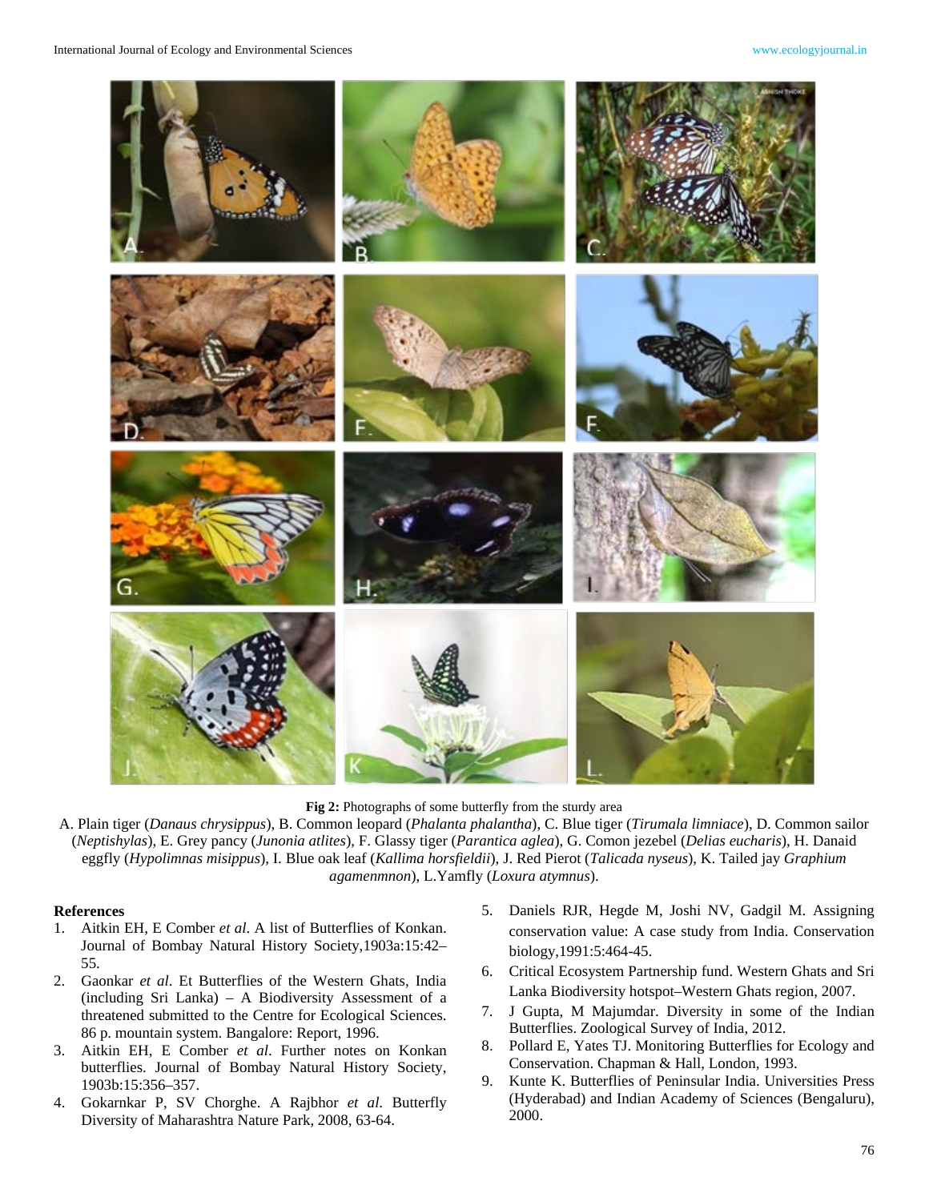**Fig 2:** Photographs of some butterfly from the sturdy area

A. Plain tiger (*Danaus chrysippus*), B. Common leopard (*Phalanta phalantha*), C. Blue tiger (*Tirumala limniace*), D. Common sailor (*Neptishylas*), E. Grey pancy (*Junonia atlites*), F. Glassy tiger (*Parantica aglea*), G. Comon jezebel (*Delias eucharis*), H. Danaid eggfly (*Hypolimnas misippus*), I. Blue oak leaf (*Kallima horsfieldii*), J. Red Pierot (*Talicada nyseus*), K. Tailed jay *Graphium agamenmnon*), L.Yamfly (*Loxura atymnus*).

## References

1. Aitkin EH, E Comber *et al*. A list of Butterflies of Konkan. Journal of Bombay Natural History Society,1903a:15:42–55.
2. Gaonkar *et al*. Et Butterflies of the Western Ghats, India (including Sri Lanka) – A Biodiversity Assessment of a threatened submitted to the Centre for Ecological Sciences. 86 p. mountain system. Bangalore: Report, 1996.
3. Aitkin EH, E Comber *et al*. Further notes on Konkan butterflies. Journal of Bombay Natural History Society, 1903b:15:356–357.
4. Gokarnkar P, SV Chorghe. A Rajbhor *et al*. Butterfly Diversity of Maharashtra Nature Park, 2008, 63-64.
5. Daniels RJR, Hegde M, Joshi NV, Gadgil M. Assigning conservation value: A case study from India. Conservation biology,1991:5:464-45.
6. Critical Ecosystem Partnership fund. Western Ghats and Sri Lanka Biodiversity hotspot–Western Ghats region, 2007.
7. J Gupta, M Majumdar. Diversity in some of the Indian Butterflies. Zoological Survey of India, 2012.
8. Pollard E, Yates TJ. Monitoring Butterflies for Ecology and Conservation. Chapman & Hall, London, 1993.
9. Kunte K. Butterflies of Peninsular India. Universities Press (Hyderabad) and Indian Academy of Sciences (Bengaluru), 2000.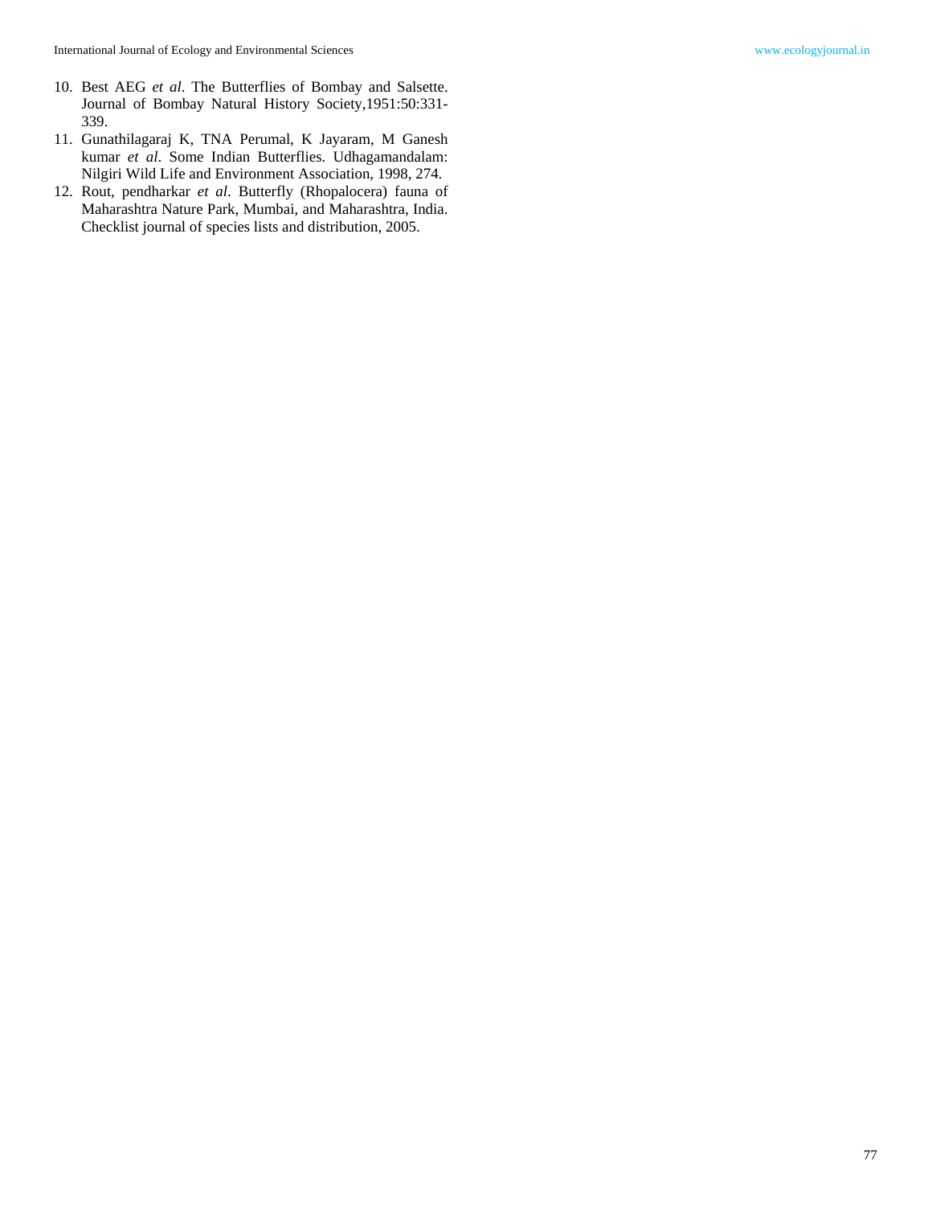10. Best AEG *et al*. The Butterflies of Bombay and Salsette. Journal of Bombay Natural History Society,1951:50:331-339.
11. Gunathilagaraj K, TNA Perumal, K Jayaram, M Ganesh kumar *et al*. Some Indian Butterflies. Udhagamandalam: Nilgiri Wild Life and Environment Association, 1998, 274.
12. Rout, pendharkar *et al*. Butterfly (Rhopalocera) fauna of Maharashtra Nature Park, Mumbai, and Maharashtra, India. Checklist journal of species lists and distribution, 2005.